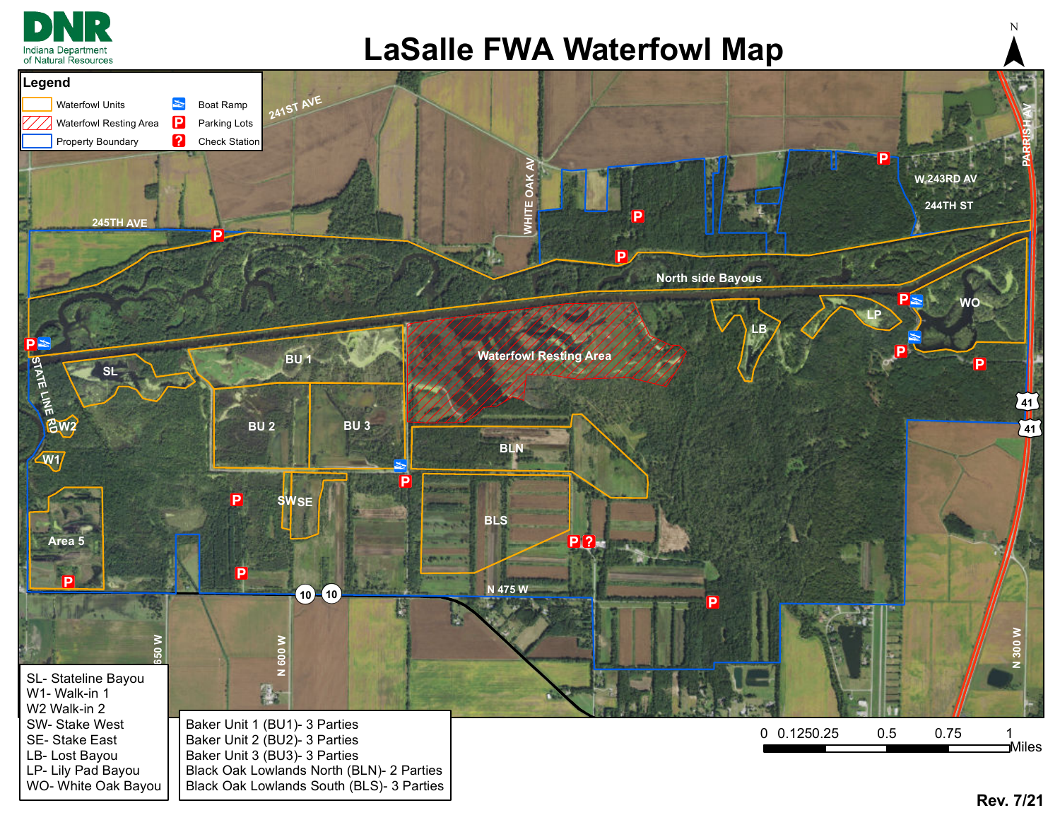# LaSalle FWA Waterfowl Map

Indiana Department of Natural Resources

**Legend**

- Waterfowl Units
- Waterfowl Resting Area
- Property Boundary
- Boat Ramp
- Parking Lots
- Check Station

SL- Stateline Bayou
W1- Walk-in 1
W2 Walk-in 2
SW- Stake West
SE- Stake East
LB- Lost Bayou
LP- Lily Pad Bayou
WO- White Oak Bayou

Baker Unit 1 (BU1)- 3 Parties
Baker Unit 2 (BU2)- 3 Parties
Baker Unit 3 (BU3)- 3 Parties
Black Oak Lowlands North (BLN)- 2 Parties
Black Oak Lowlands South (BLS)- 3 Parties

0 0.125 0.25 0.5 0.75 1 Miles

Rev. 7/21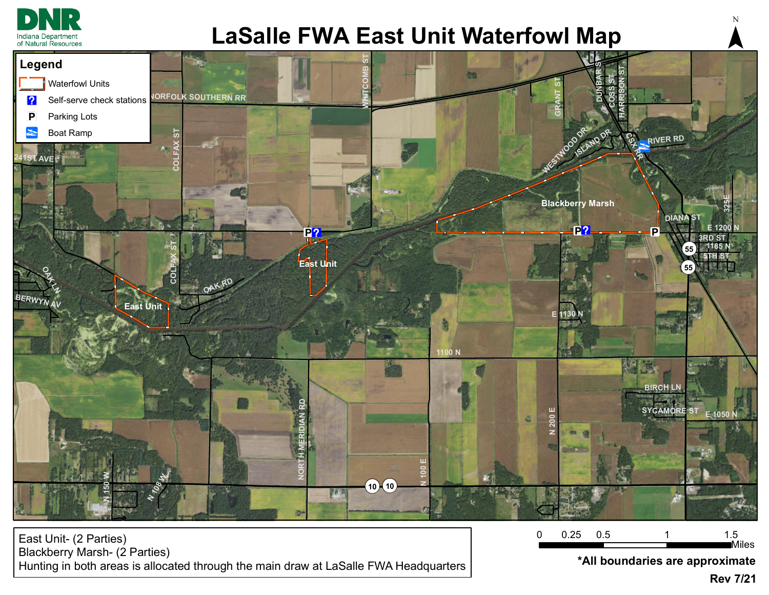# LaSalle FWA East Unit Waterfowl Map

Indiana Department of Natural Resources

**Legend**

- Waterfowl Units
- Self-serve check stations
- Parking Lots
- Boat Ramp

East Unit- (2 Parties)
Blackberry Marsh- (2 Parties)
Hunting in both areas is allocated through the main draw at LaSalle FWA Headquarters

0 0.25 0.5 1 1.5 Miles

**\*All boundaries are approximate**

**Rev 7/21**